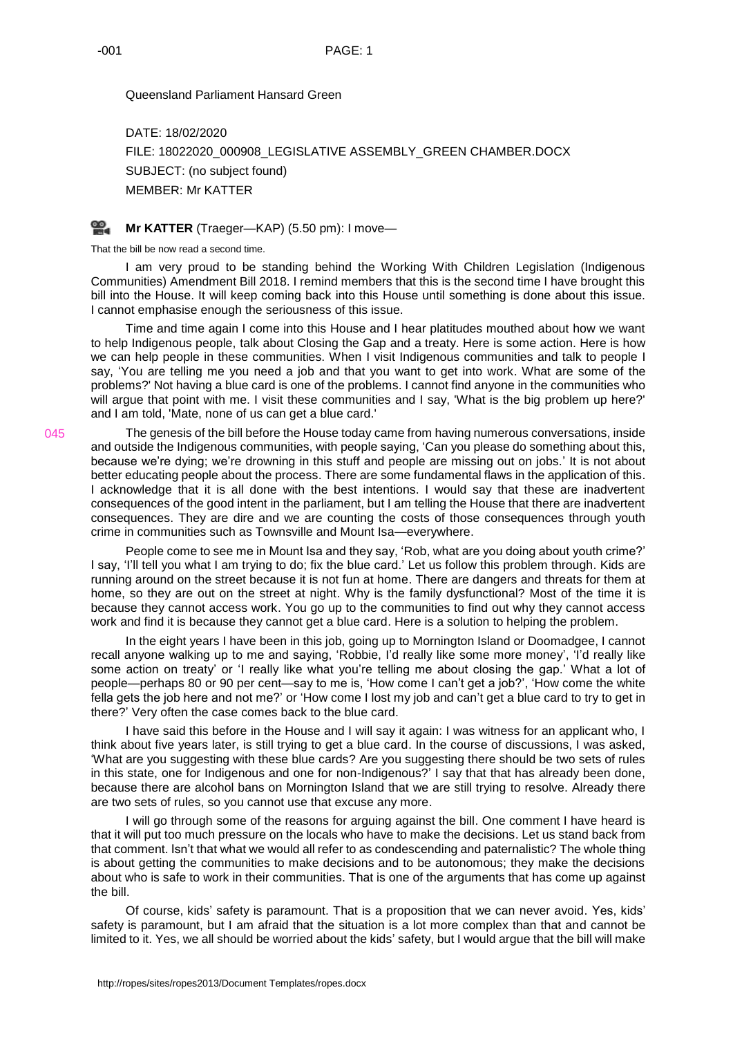Queensland Parliament Hansard Green

DATE: 18/02/2020

FILE: 18022020_000908_LEGISLATIVE ASSEMBLY_GREEN CHAMBER.DOCX

SUBJECT: (no subject found)

MEMBER: Mr KATTER

**Mr KATTER** (Traeger—KAP) (5.50 pm): I move—

That the bill be now read a second time.

I am very proud to be standing behind the Working With Children Legislation (Indigenous Communities) Amendment Bill 2018. I remind members that this is the second time I have brought this bill into the House. It will keep coming back into this House until something is done about this issue. I cannot emphasise enough the seriousness of this issue.

Time and time again I come into this House and I hear platitudes mouthed about how we want to help Indigenous people, talk about Closing the Gap and a treaty. Here is some action. Here is how we can help people in these communities. When I visit Indigenous communities and talk to people I say, 'You are telling me you need a job and that you want to get into work. What are some of the problems?' Not having a blue card is one of the problems. I cannot find anyone in the communities who will argue that point with me. I visit these communities and I say, 'What is the big problem up here?' and I am told, 'Mate, none of us can get a blue card.'

045

The genesis of the bill before the House today came from having numerous conversations, inside and outside the Indigenous communities, with people saying, 'Can you please do something about this, because we're dying; we're drowning in this stuff and people are missing out on jobs.' It is not about better educating people about the process. There are some fundamental flaws in the application of this. I acknowledge that it is all done with the best intentions. I would say that these are inadvertent consequences of the good intent in the parliament, but I am telling the House that there are inadvertent consequences. They are dire and we are counting the costs of those consequences through youth crime in communities such as Townsville and Mount Isa—everywhere.

People come to see me in Mount Isa and they say, 'Rob, what are you doing about youth crime?' I say, 'I'll tell you what I am trying to do; fix the blue card.' Let us follow this problem through. Kids are running around on the street because it is not fun at home. There are dangers and threats for them at home, so they are out on the street at night. Why is the family dysfunctional? Most of the time it is because they cannot access work. You go up to the communities to find out why they cannot access work and find it is because they cannot get a blue card. Here is a solution to helping the problem.

In the eight years I have been in this job, going up to Mornington Island or Doomadgee, I cannot recall anyone walking up to me and saying, 'Robbie, I'd really like some more money', 'I'd really like some action on treaty' or 'I really like what you're telling me about closing the gap.' What a lot of people—perhaps 80 or 90 per cent—say to me is, 'How come I can't get a job?', 'How come the white fella gets the job here and not me?' or 'How come I lost my job and can't get a blue card to try to get in there?' Very often the case comes back to the blue card.

I have said this before in the House and I will say it again: I was witness for an applicant who, I think about five years later, is still trying to get a blue card. In the course of discussions, I was asked, 'What are you suggesting with these blue cards? Are you suggesting there should be two sets of rules in this state, one for Indigenous and one for non-Indigenous?' I say that that has already been done, because there are alcohol bans on Mornington Island that we are still trying to resolve. Already there are two sets of rules, so you cannot use that excuse any more.

I will go through some of the reasons for arguing against the bill. One comment I have heard is that it will put too much pressure on the locals who have to make the decisions. Let us stand back from that comment. Isn't that what we would all refer to as condescending and paternalistic? The whole thing is about getting the communities to make decisions and to be autonomous; they make the decisions about who is safe to work in their communities. That is one of the arguments that has come up against the bill.

Of course, kids' safety is paramount. That is a proposition that we can never avoid. Yes, kids' safety is paramount, but I am afraid that the situation is a lot more complex than that and cannot be limited to it. Yes, we all should be worried about the kids' safety, but I would argue that the bill will make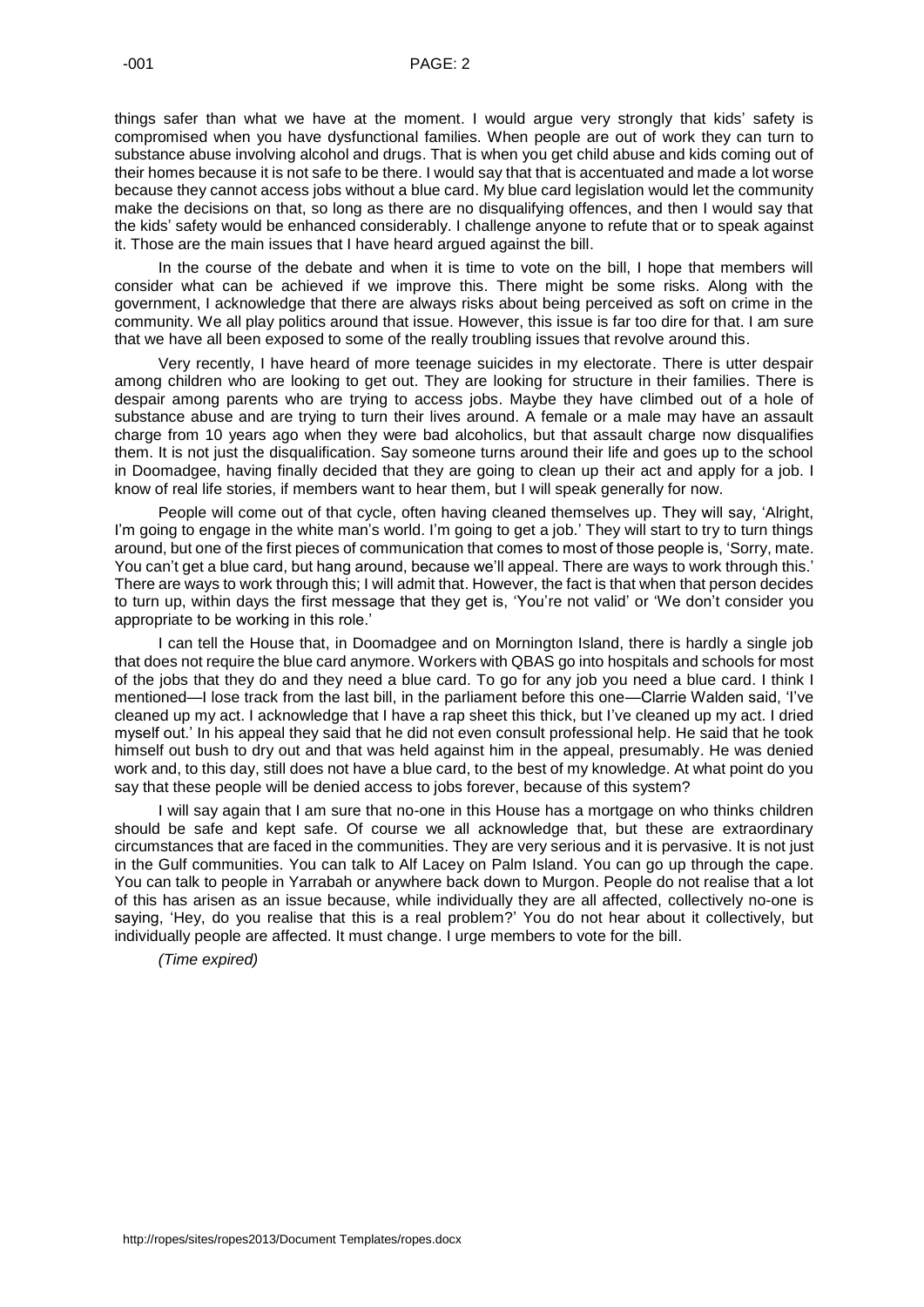things safer than what we have at the moment. I would argue very strongly that kids' safety is compromised when you have dysfunctional families. When people are out of work they can turn to substance abuse involving alcohol and drugs. That is when you get child abuse and kids coming out of their homes because it is not safe to be there. I would say that that is accentuated and made a lot worse because they cannot access jobs without a blue card. My blue card legislation would let the community make the decisions on that, so long as there are no disqualifying offences, and then I would say that the kids' safety would be enhanced considerably. I challenge anyone to refute that or to speak against it. Those are the main issues that I have heard argued against the bill.

In the course of the debate and when it is time to vote on the bill, I hope that members will consider what can be achieved if we improve this. There might be some risks. Along with the government, I acknowledge that there are always risks about being perceived as soft on crime in the community. We all play politics around that issue. However, this issue is far too dire for that. I am sure that we have all been exposed to some of the really troubling issues that revolve around this.

Very recently, I have heard of more teenage suicides in my electorate. There is utter despair among children who are looking to get out. They are looking for structure in their families. There is despair among parents who are trying to access jobs. Maybe they have climbed out of a hole of substance abuse and are trying to turn their lives around. A female or a male may have an assault charge from 10 years ago when they were bad alcoholics, but that assault charge now disqualifies them. It is not just the disqualification. Say someone turns around their life and goes up to the school in Doomadgee, having finally decided that they are going to clean up their act and apply for a job. I know of real life stories, if members want to hear them, but I will speak generally for now.

People will come out of that cycle, often having cleaned themselves up. They will say, 'Alright, I'm going to engage in the white man's world. I'm going to get a job.' They will start to try to turn things around, but one of the first pieces of communication that comes to most of those people is, 'Sorry, mate. You can't get a blue card, but hang around, because we'll appeal. There are ways to work through this.' There are ways to work through this; I will admit that. However, the fact is that when that person decides to turn up, within days the first message that they get is, 'You're not valid' or 'We don't consider you appropriate to be working in this role.'

I can tell the House that, in Doomadgee and on Mornington Island, there is hardly a single job that does not require the blue card anymore. Workers with QBAS go into hospitals and schools for most of the jobs that they do and they need a blue card. To go for any job you need a blue card. I think I mentioned—I lose track from the last bill, in the parliament before this one—Clarrie Walden said, 'I've cleaned up my act. I acknowledge that I have a rap sheet this thick, but I've cleaned up my act. I dried myself out.' In his appeal they said that he did not even consult professional help. He said that he took himself out bush to dry out and that was held against him in the appeal, presumably. He was denied work and, to this day, still does not have a blue card, to the best of my knowledge. At what point do you say that these people will be denied access to jobs forever, because of this system?

I will say again that I am sure that no-one in this House has a mortgage on who thinks children should be safe and kept safe. Of course we all acknowledge that, but these are extraordinary circumstances that are faced in the communities. They are very serious and it is pervasive. It is not just in the Gulf communities. You can talk to Alf Lacey on Palm Island. You can go up through the cape. You can talk to people in Yarrabah or anywhere back down to Murgon. People do not realise that a lot of this has arisen as an issue because, while individually they are all affected, collectively no-one is saying, 'Hey, do you realise that this is a real problem?' You do not hear about it collectively, but individually people are affected. It must change. I urge members to vote for the bill.

*(Time expired)*